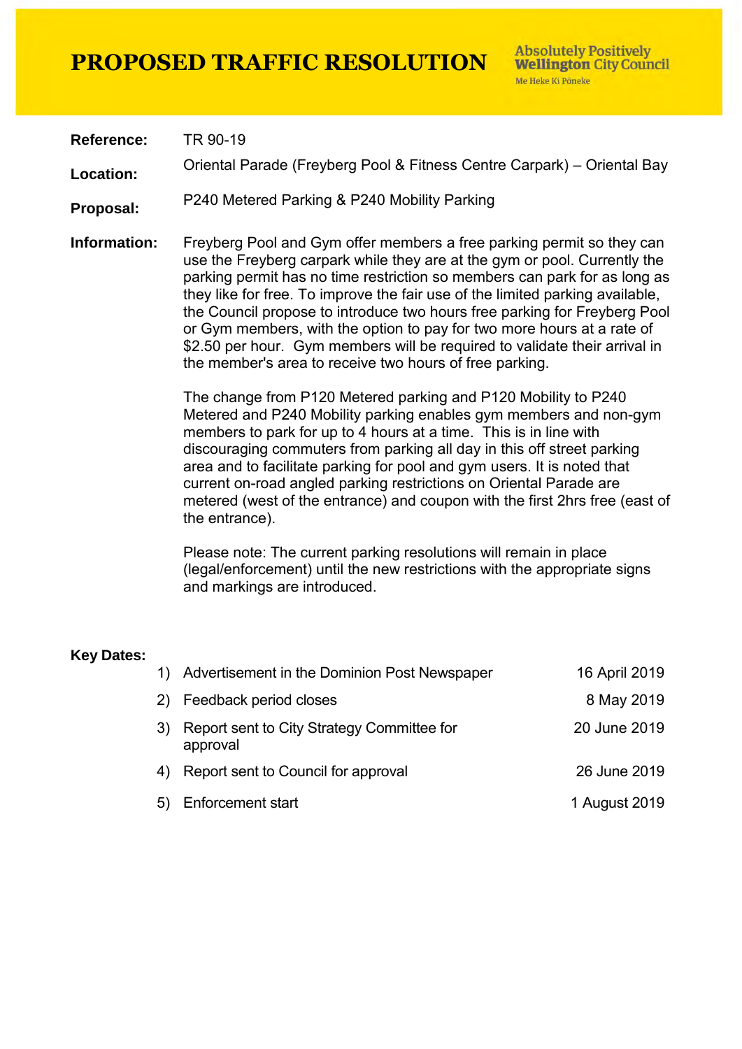# PROPOSED TRAFFIC RESOLUTION

Absolutely Positively **Wellington** City Council
Me Heke Ki Pōneke

**Reference:** TR 90-19

**Location:** Oriental Parade (Freyberg Pool & Fitness Centre Carpark) – Oriental Bay

**Proposal:** P240 Metered Parking & P240 Mobility Parking

**Information:** Freyberg Pool and Gym offer members a free parking permit so they can use the Freyberg carpark while they are at the gym or pool. Currently the parking permit has no time restriction so members can park for as long as they like for free. To improve the fair use of the limited parking available, the Council propose to introduce two hours free parking for Freyberg Pool or Gym members, with the option to pay for two more hours at a rate of $2.50 per hour. Gym members will be required to validate their arrival in the member's area to receive two hours of free parking.

The change from P120 Metered parking and P120 Mobility to P240 Metered and P240 Mobility parking enables gym members and non-gym members to park for up to 4 hours at a time. This is in line with discouraging commuters from parking all day in this off street parking area and to facilitate parking for pool and gym users. It is noted that current on-road angled parking restrictions on Oriental Parade are metered (west of the entrance) and coupon with the first 2hrs free (east of the entrance).

Please note: The current parking resolutions will remain in place (legal/enforcement) until the new restrictions with the appropriate signs and markings are introduced.

**Key Dates:**

1) Advertisement in the Dominion Post Newspaper — 16 April 2019
2) Feedback period closes — 8 May 2019
3) Report sent to City Strategy Committee for approval — 20 June 2019
4) Report sent to Council for approval — 26 June 2019
5) Enforcement start — 1 August 2019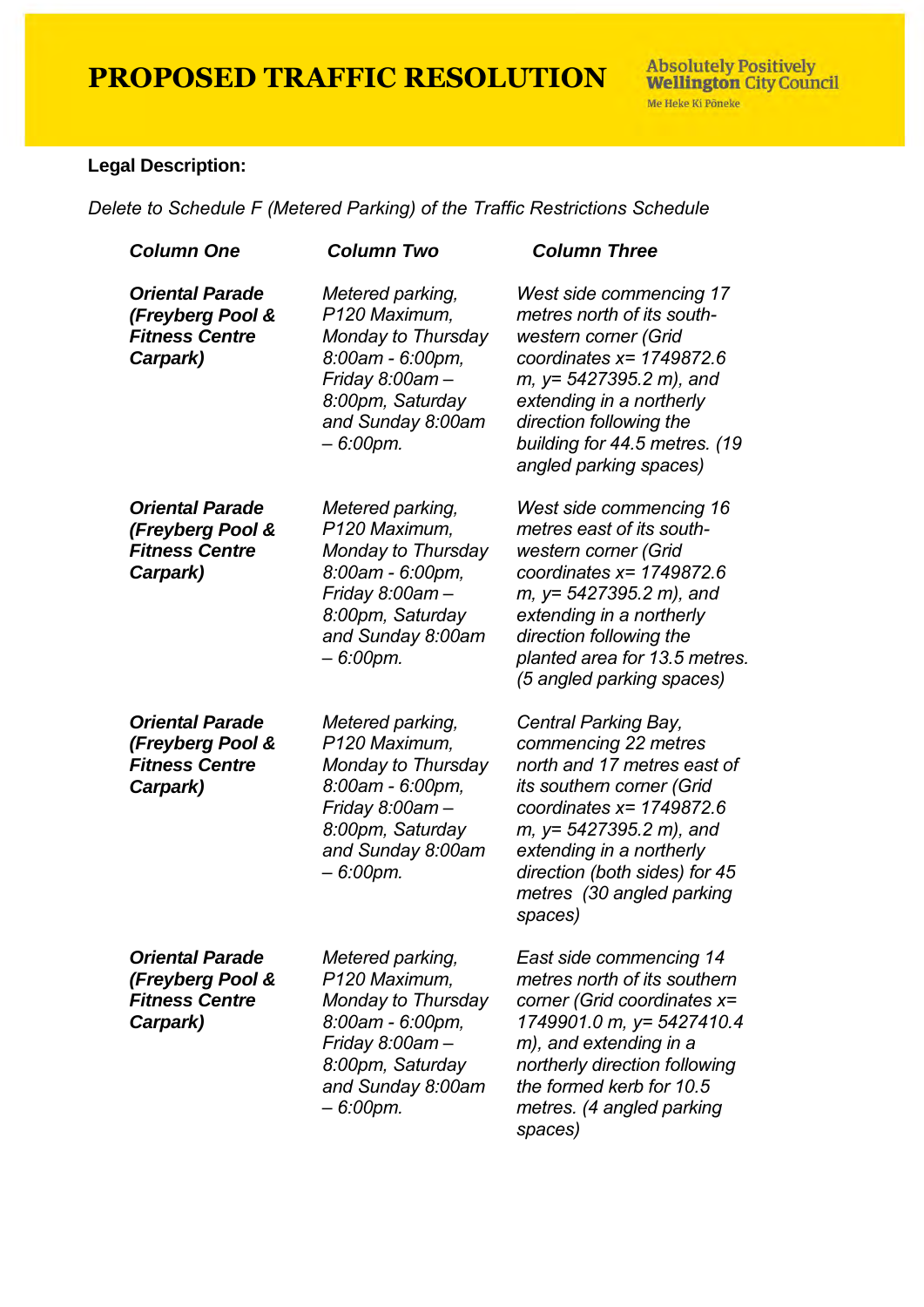# PROPOSED TRAFFIC RESOLUTION

Absolutely Positively **Wellington** City Council
Me Heke Ki Pōneke

**Legal Description:**

*Delete to Schedule F (Metered Parking) of the Traffic Restrictions Schedule*

| *Column One* | *Column Two* | *Column Three* |
|---|---|---|
| ***Oriental Parade (Freyberg Pool & Fitness Centre Carpark)*** | *Metered parking, P120 Maximum, Monday to Thursday 8:00am - 6:00pm, Friday 8:00am – 8:00pm, Saturday and Sunday 8:00am – 6:00pm.* | *West side commencing 17 metres north of its south-western corner (Grid coordinates x= 1749872.6 m, y= 5427395.2 m), and extending in a northerly direction following the building for 44.5 metres. (19 angled parking spaces)* |
| ***Oriental Parade (Freyberg Pool & Fitness Centre Carpark)*** | *Metered parking, P120 Maximum, Monday to Thursday 8:00am - 6:00pm, Friday 8:00am – 8:00pm, Saturday and Sunday 8:00am – 6:00pm.* | *West side commencing 16 metres east of its south-western corner (Grid coordinates x= 1749872.6 m, y= 5427395.2 m), and extending in a northerly direction following the planted area for 13.5 metres. (5 angled parking spaces)* |
| ***Oriental Parade (Freyberg Pool & Fitness Centre Carpark)*** | *Metered parking, P120 Maximum, Monday to Thursday 8:00am - 6:00pm, Friday 8:00am – 8:00pm, Saturday and Sunday 8:00am – 6:00pm.* | *Central Parking Bay, commencing 22 metres north and 17 metres east of its southern corner (Grid coordinates x= 1749872.6 m, y= 5427395.2 m), and extending in a northerly direction (both sides) for 45 metres (30 angled parking spaces)* |
| ***Oriental Parade (Freyberg Pool & Fitness Centre Carpark)*** | *Metered parking, P120 Maximum, Monday to Thursday 8:00am - 6:00pm, Friday 8:00am – 8:00pm, Saturday and Sunday 8:00am – 6:00pm.* | *East side commencing 14 metres north of its southern corner (Grid coordinates x= 1749901.0 m, y= 5427410.4 m), and extending in a northerly direction following the formed kerb for 10.5 metres. (4 angled parking spaces)* |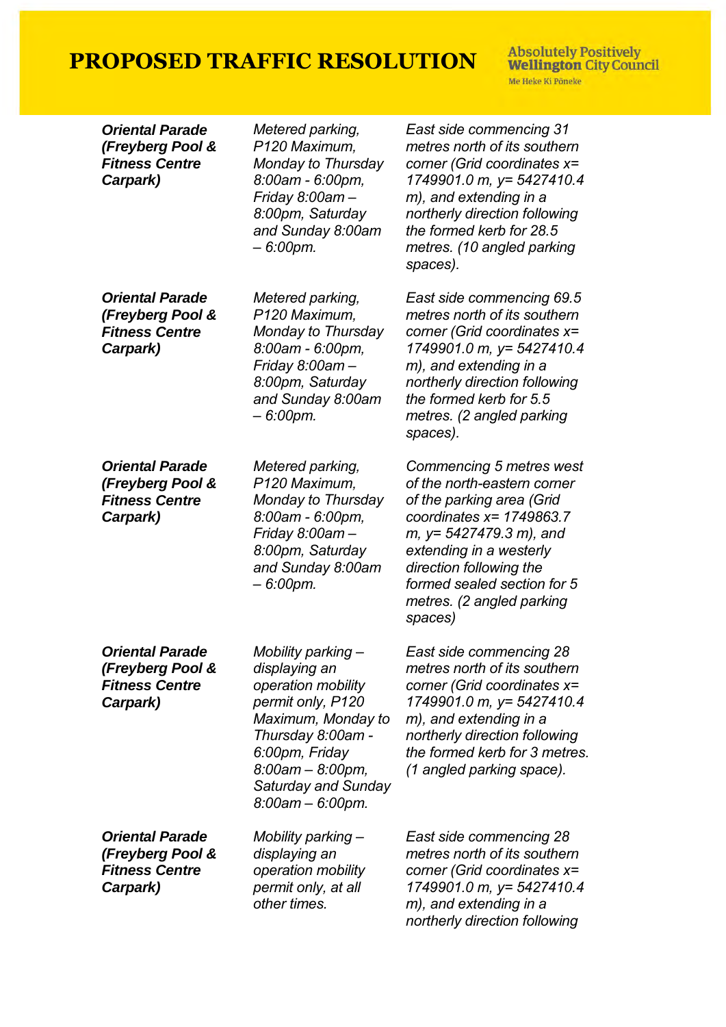# PROPOSED TRAFFIC RESOLUTION

| | | |
|---|---|---|
| ***Oriental Parade (Freyberg Pool & Fitness Centre Carpark)*** | *Metered parking, P120 Maximum, Monday to Thursday 8:00am - 6:00pm, Friday 8:00am – 8:00pm, Saturday and Sunday 8:00am – 6:00pm.* | *East side commencing 31 metres north of its southern corner (Grid coordinates x= 1749901.0 m, y= 5427410.4 m), and extending in a northerly direction following the formed kerb for 28.5 metres. (10 angled parking spaces).* |
| ***Oriental Parade (Freyberg Pool & Fitness Centre Carpark)*** | *Metered parking, P120 Maximum, Monday to Thursday 8:00am - 6:00pm, Friday 8:00am – 8:00pm, Saturday and Sunday 8:00am – 6:00pm.* | *East side commencing 69.5 metres north of its southern corner (Grid coordinates x= 1749901.0 m, y= 5427410.4 m), and extending in a northerly direction following the formed kerb for 5.5 metres. (2 angled parking spaces).* |
| ***Oriental Parade (Freyberg Pool & Fitness Centre Carpark)*** | *Metered parking, P120 Maximum, Monday to Thursday 8:00am - 6:00pm, Friday 8:00am – 8:00pm, Saturday and Sunday 8:00am – 6:00pm.* | *Commencing 5 metres west of the north-eastern corner of the parking area (Grid coordinates x= 1749863.7 m, y= 5427479.3 m), and extending in a westerly direction following the formed sealed section for 5 metres. (2 angled parking spaces)* |
| ***Oriental Parade (Freyberg Pool & Fitness Centre Carpark)*** | *Mobility parking – displaying an operation mobility permit only, P120 Maximum, Monday to Thursday 8:00am - 6:00pm, Friday 8:00am – 8:00pm, Saturday and Sunday 8:00am – 6:00pm.* | *East side commencing 28 metres north of its southern corner (Grid coordinates x= 1749901.0 m, y= 5427410.4 m), and extending in a northerly direction following the formed kerb for 3 metres. (1 angled parking space).* |
| ***Oriental Parade (Freyberg Pool & Fitness Centre Carpark)*** | *Mobility parking – displaying an operation mobility permit only, at all other times.* | *East side commencing 28 metres north of its southern corner (Grid coordinates x= 1749901.0 m, y= 5427410.4 m), and extending in a northerly direction following* |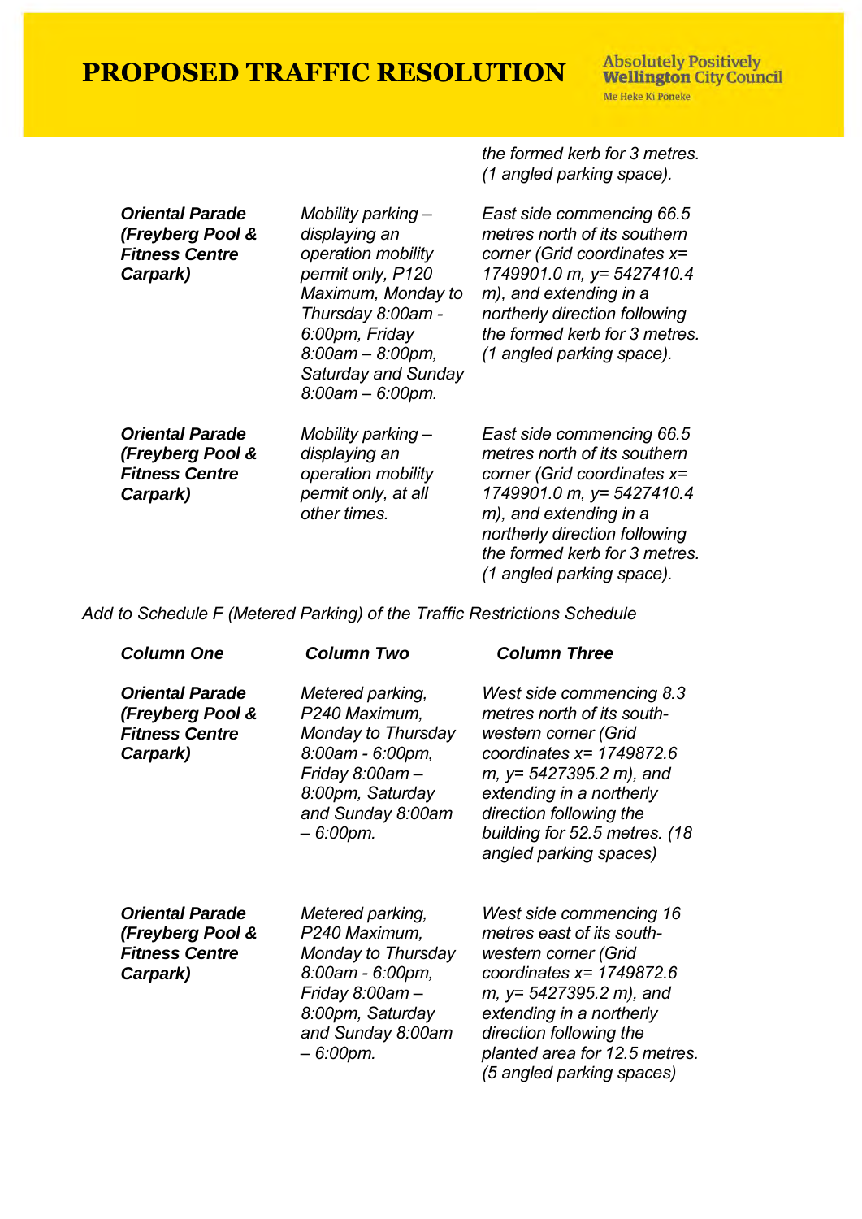| | | |
|---|---|---|
| | | *the formed kerb for 3 metres. (1 angled parking space).* |
| ***Oriental Parade (Freyberg Pool & Fitness Centre Carpark)*** | *Mobility parking – displaying an operation mobility permit only, P120 Maximum, Monday to Thursday 8:00am - 6:00pm, Friday 8:00am – 8:00pm, Saturday and Sunday 8:00am – 6:00pm.* | *East side commencing 66.5 metres north of its southern corner (Grid coordinates x= 1749901.0 m, y= 5427410.4 m), and extending in a northerly direction following the formed kerb for 3 metres. (1 angled parking space).* |
| ***Oriental Parade (Freyberg Pool & Fitness Centre Carpark)*** | *Mobility parking – displaying an operation mobility permit only, at all other times.* | *East side commencing 66.5 metres north of its southern corner (Grid coordinates x= 1749901.0 m, y= 5427410.4 m), and extending in a northerly direction following the formed kerb for 3 metres. (1 angled parking space).* |

*Add to Schedule F (Metered Parking) of the Traffic Restrictions Schedule*

| ***Column One*** | ***Column Two*** | ***Column Three*** |
|---|---|---|
| ***Oriental Parade (Freyberg Pool & Fitness Centre Carpark)*** | *Metered parking, P240 Maximum, Monday to Thursday 8:00am - 6:00pm, Friday 8:00am – 8:00pm, Saturday and Sunday 8:00am – 6:00pm.* | *West side commencing 8.3 metres north of its south-western corner (Grid coordinates x= 1749872.6 m, y= 5427395.2 m), and extending in a northerly direction following the building for 52.5 metres. (18 angled parking spaces)* |
| ***Oriental Parade (Freyberg Pool & Fitness Centre Carpark)*** | *Metered parking, P240 Maximum, Monday to Thursday 8:00am - 6:00pm, Friday 8:00am – 8:00pm, Saturday and Sunday 8:00am – 6:00pm.* | *West side commencing 16 metres east of its south-western corner (Grid coordinates x= 1749872.6 m, y= 5427395.2 m), and extending in a northerly direction following the planted area for 12.5 metres. (5 angled parking spaces)* |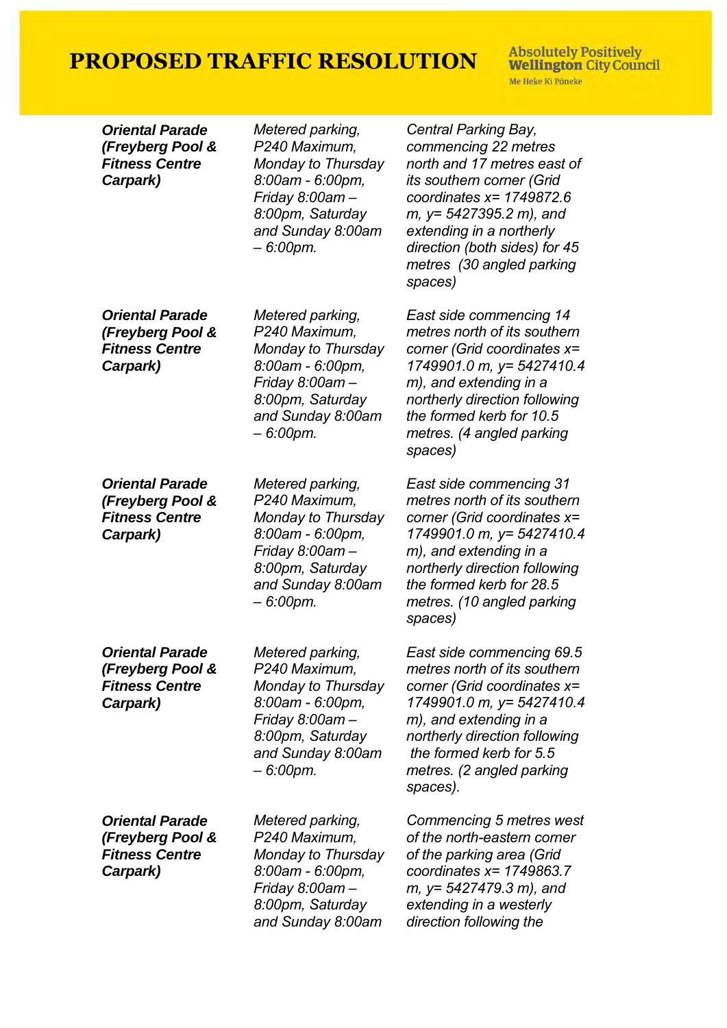# PROPOSED TRAFFIC RESOLUTION

Absolutely Positively **Wellington** City Council
Me Heke Ki Pōneke

| | | |
|---|---|---|
| ***Oriental Parade (Freyberg Pool & Fitness Centre Carpark)*** | *Metered parking, P240 Maximum, Monday to Thursday 8:00am - 6:00pm, Friday 8:00am – 8:00pm, Saturday and Sunday 8:00am – 6:00pm.* | *Central Parking Bay, commencing 22 metres north and 17 metres east of its southern corner (Grid coordinates x= 1749872.6 m, y= 5427395.2 m), and extending in a northerly direction (both sides) for 45 metres (30 angled parking spaces)* |
| ***Oriental Parade (Freyberg Pool & Fitness Centre Carpark)*** | *Metered parking, P240 Maximum, Monday to Thursday 8:00am - 6:00pm, Friday 8:00am – 8:00pm, Saturday and Sunday 8:00am – 6:00pm.* | *East side commencing 14 metres north of its southern corner (Grid coordinates x= 1749901.0 m, y= 5427410.4 m), and extending in a northerly direction following the formed kerb for 10.5 metres. (4 angled parking spaces)* |
| ***Oriental Parade (Freyberg Pool & Fitness Centre Carpark)*** | *Metered parking, P240 Maximum, Monday to Thursday 8:00am - 6:00pm, Friday 8:00am – 8:00pm, Saturday and Sunday 8:00am – 6:00pm.* | *East side commencing 31 metres north of its southern corner (Grid coordinates x= 1749901.0 m, y= 5427410.4 m), and extending in a northerly direction following the formed kerb for 28.5 metres. (10 angled parking spaces)* |
| ***Oriental Parade (Freyberg Pool & Fitness Centre Carpark)*** | *Metered parking, P240 Maximum, Monday to Thursday 8:00am - 6:00pm, Friday 8:00am – 8:00pm, Saturday and Sunday 8:00am – 6:00pm.* | *East side commencing 69.5 metres north of its southern corner (Grid coordinates x= 1749901.0 m, y= 5427410.4 m), and extending in a northerly direction following the formed kerb for 5.5 metres. (2 angled parking spaces).* |
| ***Oriental Parade (Freyberg Pool & Fitness Centre Carpark)*** | *Metered parking, P240 Maximum, Monday to Thursday 8:00am - 6:00pm, Friday 8:00am – 8:00pm, Saturday and Sunday 8:00am* | *Commencing 5 metres west of the north-eastern corner of the parking area (Grid coordinates x= 1749863.7 m, y= 5427479.3 m), and extending in a westerly direction following the* |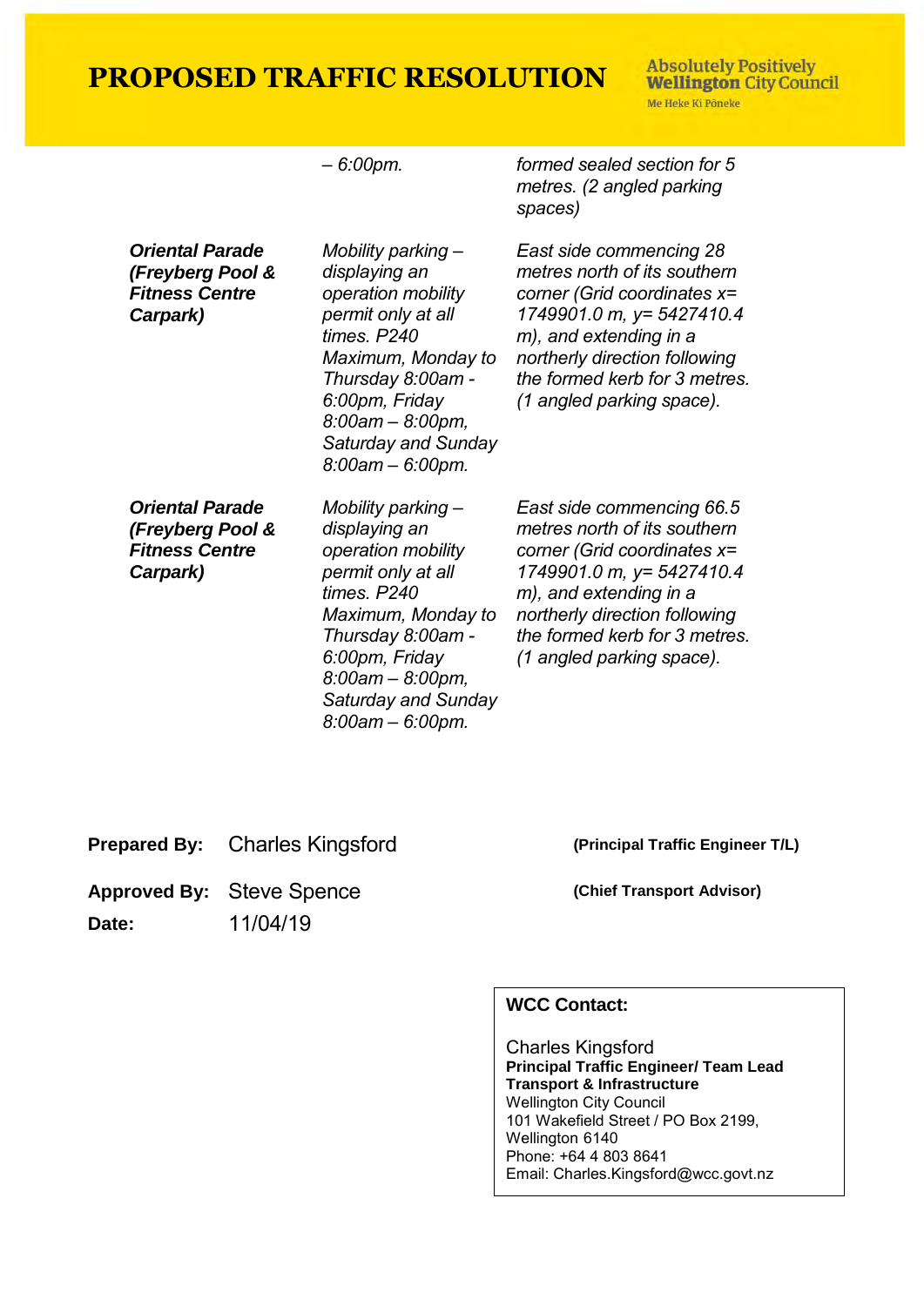| | | |
|---|---|---|
| | *– 6:00pm.* | *formed sealed section for 5 metres. (2 angled parking spaces)* |
| ***Oriental Parade (Freyberg Pool & Fitness Centre Carpark)*** | *Mobility parking – displaying an operation mobility permit only at all times. P240 Maximum, Monday to Thursday 8:00am - 6:00pm, Friday 8:00am – 8:00pm, Saturday and Sunday 8:00am – 6:00pm.* | *East side commencing 28 metres north of its southern corner (Grid coordinates x= 1749901.0 m, y= 5427410.4 m), and extending in a northerly direction following the formed kerb for 3 metres. (1 angled parking space).* |
| ***Oriental Parade (Freyberg Pool & Fitness Centre Carpark)*** | *Mobility parking – displaying an operation mobility permit only at all times. P240 Maximum, Monday to Thursday 8:00am - 6:00pm, Friday 8:00am – 8:00pm, Saturday and Sunday 8:00am – 6:00pm.* | *East side commencing 66.5 metres north of its southern corner (Grid coordinates x= 1749901.0 m, y= 5427410.4 m), and extending in a northerly direction following the formed kerb for 3 metres. (1 angled parking space).* |

**Prepared By:** Charles Kingsford **(Principal Traffic Engineer T/L)**

**Approved By:** Steve Spence **(Chief Transport Advisor)**

**Date:** 11/04/19

**WCC Contact:**

Charles Kingsford
**Principal Traffic Engineer/ Team Lead**
**Transport & Infrastructure**
Wellington City Council
101 Wakefield Street / PO Box 2199,
Wellington 6140
Phone: +64 4 803 8641
Email: Charles.Kingsford@wcc.govt.nz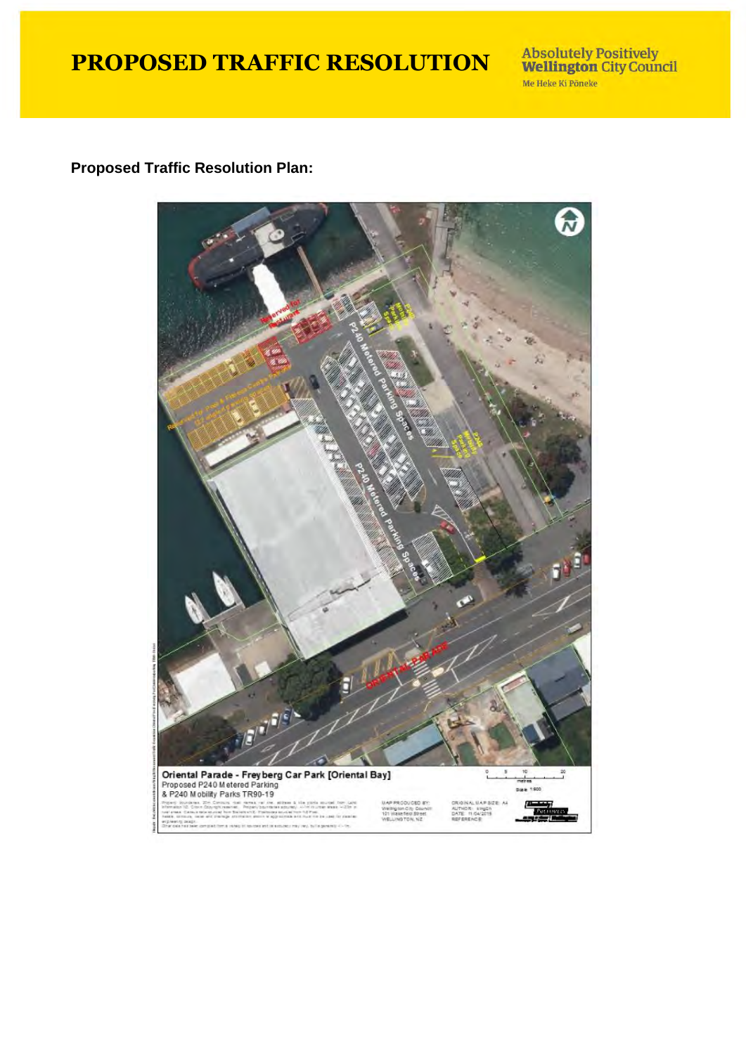# PROPOSED TRAFFIC RESOLUTION

Absolutely Positively **Wellington** City Council
Me Heke Ki Pōneke

**Proposed Traffic Resolution Plan:**

Oriental Parade - Freyberg Car Park [Oriental Bay]
Proposed P240 Metered Parking
& P240 Mobility Parks TR90-19

Reserved for Restaurant
Reserved for Pool & Fitness Centre Patrons
P240 Metered Parking Spaces
P240 Metered Parking Spaces
P240 Mobility Parking Space
P240 Mobility Parking Space
ORIENTAL PARADE

0 5 10 20
metres
Scale 1:600

MAP PRODUCED BY:
Wellington City Council
101 Wakefield Street
WELLINGTON, NZ

ORIGINAL MAP SIZE: A4
AUTHOR: singzh
DATE: 11/04/2019
REFERENCE: